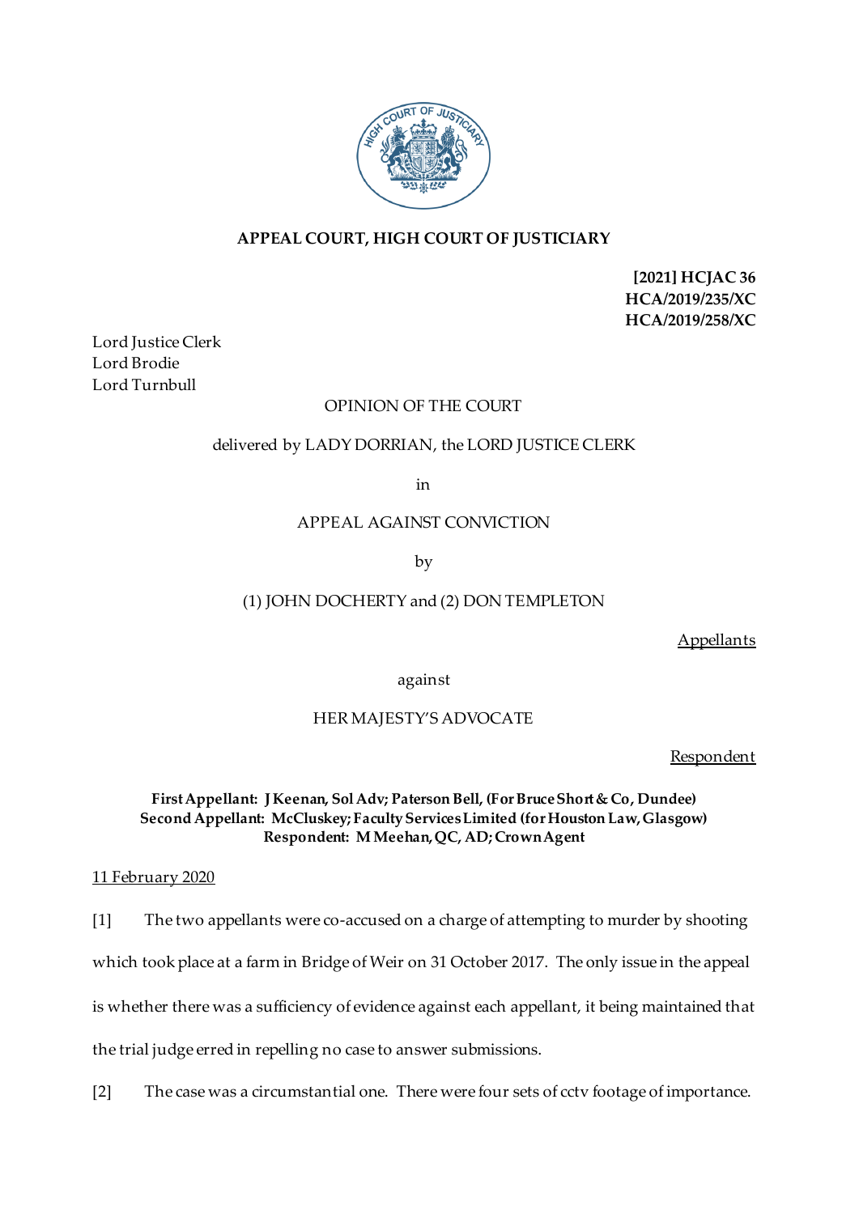## APPEAL COURT, HIGH COURT OF JUSTICIARY

**[2021] HCJAC 36**
**HCA/2019/235/XC**
**HCA/2019/258/XC**

Lord Justice Clerk
Lord Brodie
Lord Turnbull

OPINION OF THE COURT

delivered by LADY DORRIAN, the LORD JUSTICE CLERK

in

APPEAL AGAINST CONVICTION

by

(1) JOHN DOCHERTY and (2) DON TEMPLETON

Appellants

against

HER MAJESTY'S ADVOCATE

Respondent

**First Appellant: J Keenan, Sol Adv; Paterson Bell, (For Bruce Short & Co, Dundee)**
**Second Appellant: McCluskey; Faculty Services Limited (for Houston Law, Glasgow)**
**Respondent: M Meehan, QC, AD; Crown Agent**

11 February 2020

[1] The two appellants were co-accused on a charge of attempting to murder by shooting which took place at a farm in Bridge of Weir on 31 October 2017. The only issue in the appeal is whether there was a sufficiency of evidence against each appellant, it being maintained that the trial judge erred in repelling no case to answer submissions.

[2] The case was a circumstantial one. There were four sets of cctv footage of importance.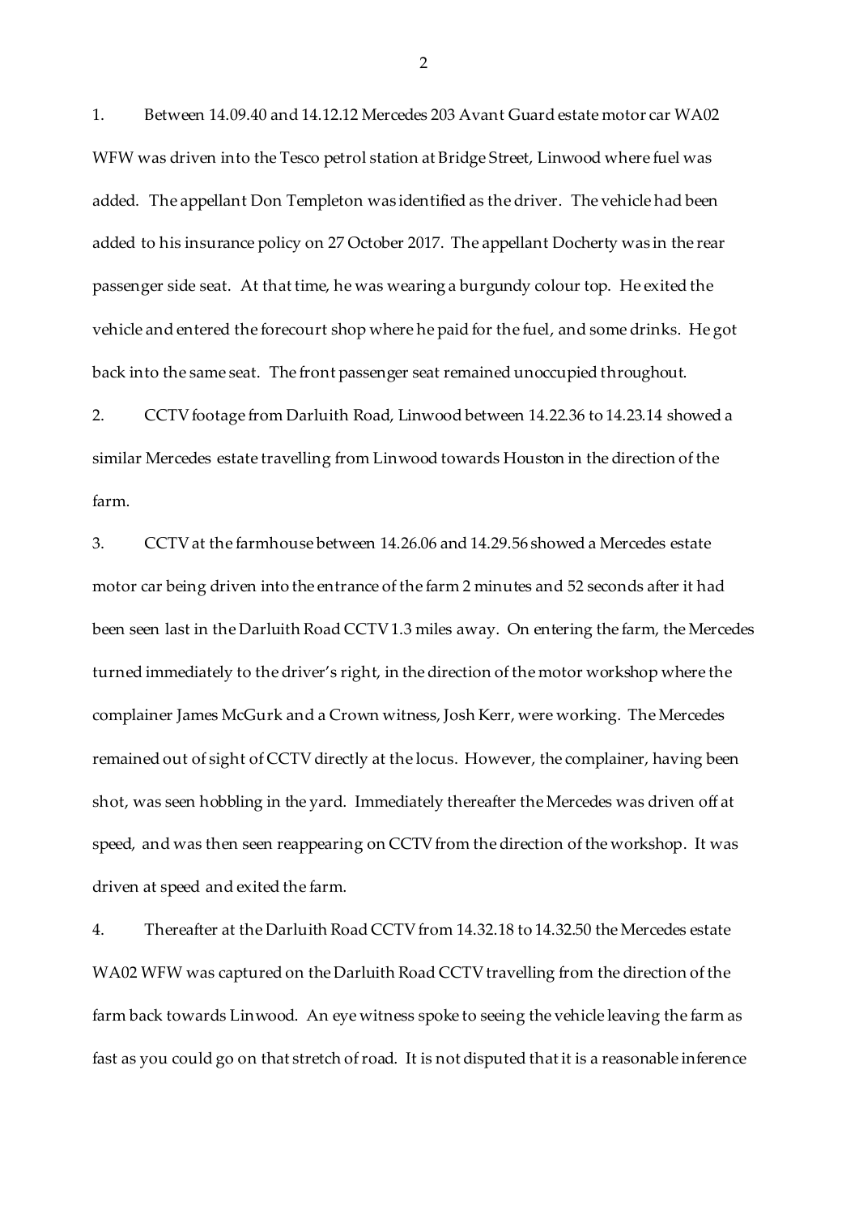1. Between 14.09.40 and 14.12.12 Mercedes 203 Avant Guard estate motor car WA02 WFW was driven into the Tesco petrol station at Bridge Street, Linwood where fuel was added. The appellant Don Templeton was identified as the driver. The vehicle had been added to his insurance policy on 27 October 2017. The appellant Docherty was in the rear passenger side seat. At that time, he was wearing a burgundy colour top. He exited the vehicle and entered the forecourt shop where he paid for the fuel, and some drinks. He got back into the same seat. The front passenger seat remained unoccupied throughout.

2. CCTV footage from Darluith Road, Linwood between 14.22.36 to 14.23.14 showed a similar Mercedes estate travelling from Linwood towards Houston in the direction of the farm.

3. CCTV at the farmhouse between 14.26.06 and 14.29.56 showed a Mercedes estate motor car being driven into the entrance of the farm 2 minutes and 52 seconds after it had been seen last in the Darluith Road CCTV 1.3 miles away. On entering the farm, the Mercedes turned immediately to the driver's right, in the direction of the motor workshop where the complainer James McGurk and a Crown witness, Josh Kerr, were working. The Mercedes remained out of sight of CCTV directly at the locus. However, the complainer, having been shot, was seen hobbling in the yard. Immediately thereafter the Mercedes was driven off at speed, and was then seen reappearing on CCTV from the direction of the workshop. It was driven at speed and exited the farm.

4. Thereafter at the Darluith Road CCTV from 14.32.18 to 14.32.50 the Mercedes estate WA02 WFW was captured on the Darluith Road CCTV travelling from the direction of the farm back towards Linwood. An eye witness spoke to seeing the vehicle leaving the farm as fast as you could go on that stretch of road. It is not disputed that it is a reasonable inference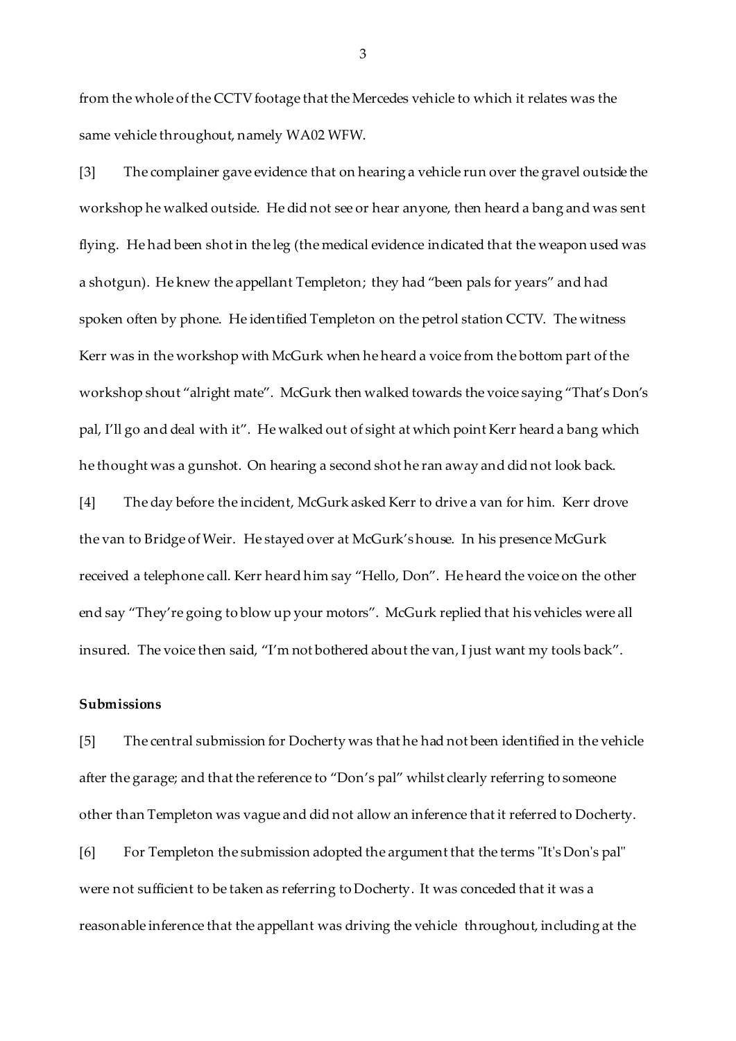from the whole of the CCTV footage that the Mercedes vehicle to which it relates was the same vehicle throughout, namely WA02 WFW.

[3] The complainer gave evidence that on hearing a vehicle run over the gravel outside the workshop he walked outside. He did not see or hear anyone, then heard a bang and was sent flying. He had been shot in the leg (the medical evidence indicated that the weapon used was a shotgun). He knew the appellant Templeton; they had "been pals for years" and had spoken often by phone. He identified Templeton on the petrol station CCTV. The witness Kerr was in the workshop with McGurk when he heard a voice from the bottom part of the workshop shout "alright mate". McGurk then walked towards the voice saying "That's Don's pal, I'll go and deal with it". He walked out of sight at which point Kerr heard a bang which he thought was a gunshot. On hearing a second shot he ran away and did not look back.

[4] The day before the incident, McGurk asked Kerr to drive a van for him. Kerr drove the van to Bridge of Weir. He stayed over at McGurk's house. In his presence McGurk received a telephone call. Kerr heard him say "Hello, Don". He heard the voice on the other end say "They're going to blow up your motors". McGurk replied that his vehicles were all insured. The voice then said, "I'm not bothered about the van, I just want my tools back".

**Submissions**

[5] The central submission for Docherty was that he had not been identified in the vehicle after the garage; and that the reference to "Don's pal" whilst clearly referring to someone other than Templeton was vague and did not allow an inference that it referred to Docherty.

[6] For Templeton the submission adopted the argument that the terms "It's Don's pal" were not sufficient to be taken as referring to Docherty. It was conceded that it was a reasonable inference that the appellant was driving the vehicle throughout, including at the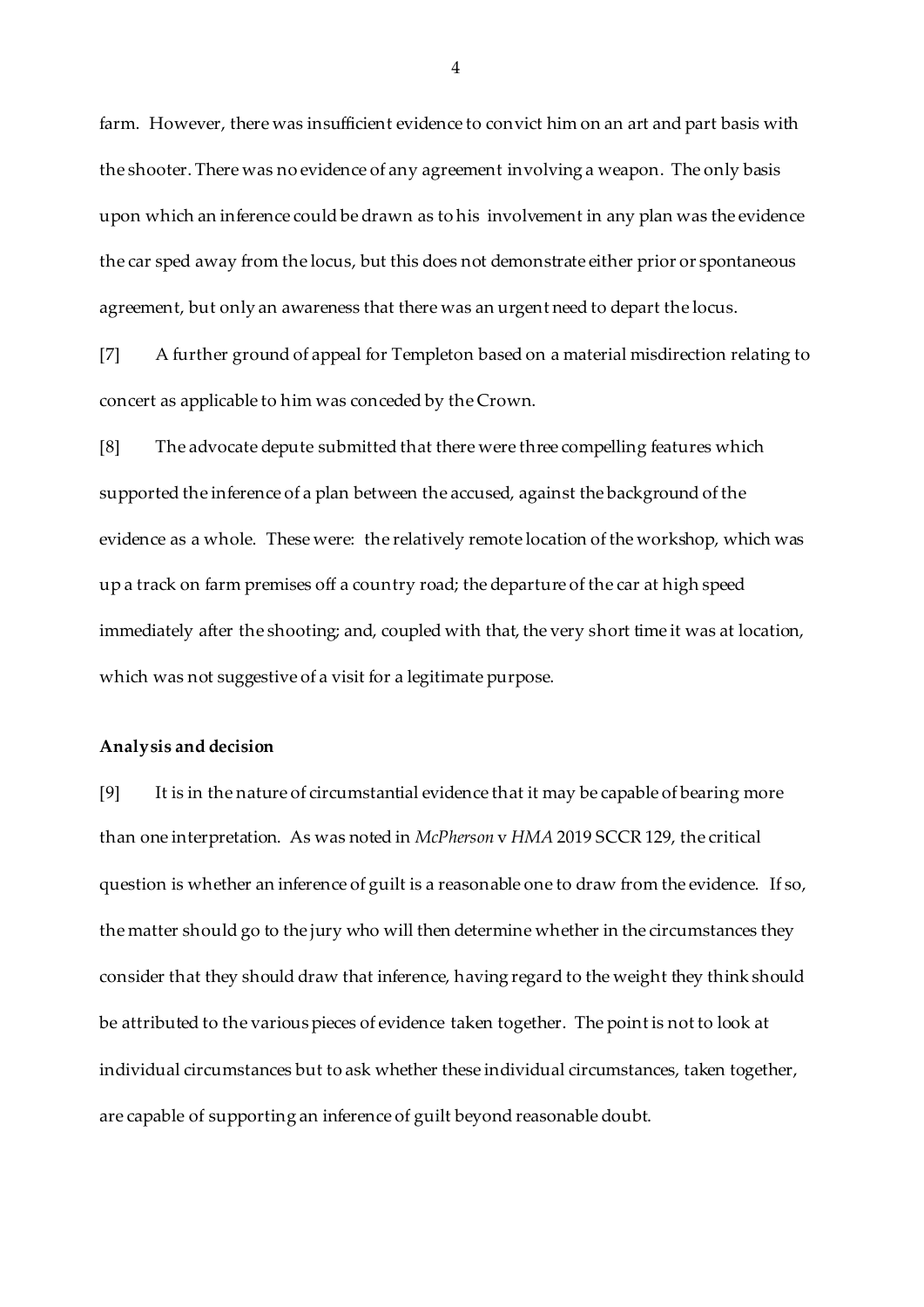farm. However, there was insufficient evidence to convict him on an art and part basis with the shooter. There was no evidence of any agreement involving a weapon. The only basis upon which an inference could be drawn as to his involvement in any plan was the evidence the car sped away from the locus, but this does not demonstrate either prior or spontaneous agreement, but only an awareness that there was an urgent need to depart the locus.

[7] A further ground of appeal for Templeton based on a material misdirection relating to concert as applicable to him was conceded by the Crown.

[8] The advocate depute submitted that there were three compelling features which supported the inference of a plan between the accused, against the background of the evidence as a whole. These were: the relatively remote location of the workshop, which was up a track on farm premises off a country road; the departure of the car at high speed immediately after the shooting; and, coupled with that, the very short time it was at location, which was not suggestive of a visit for a legitimate purpose.

**Analysis and decision**

[9] It is in the nature of circumstantial evidence that it may be capable of bearing more than one interpretation. As was noted in *McPherson* v *HMA* 2019 SCCR 129, the critical question is whether an inference of guilt is a reasonable one to draw from the evidence. If so, the matter should go to the jury who will then determine whether in the circumstances they consider that they should draw that inference, having regard to the weight they think should be attributed to the various pieces of evidence taken together. The point is not to look at individual circumstances but to ask whether these individual circumstances, taken together, are capable of supporting an inference of guilt beyond reasonable doubt.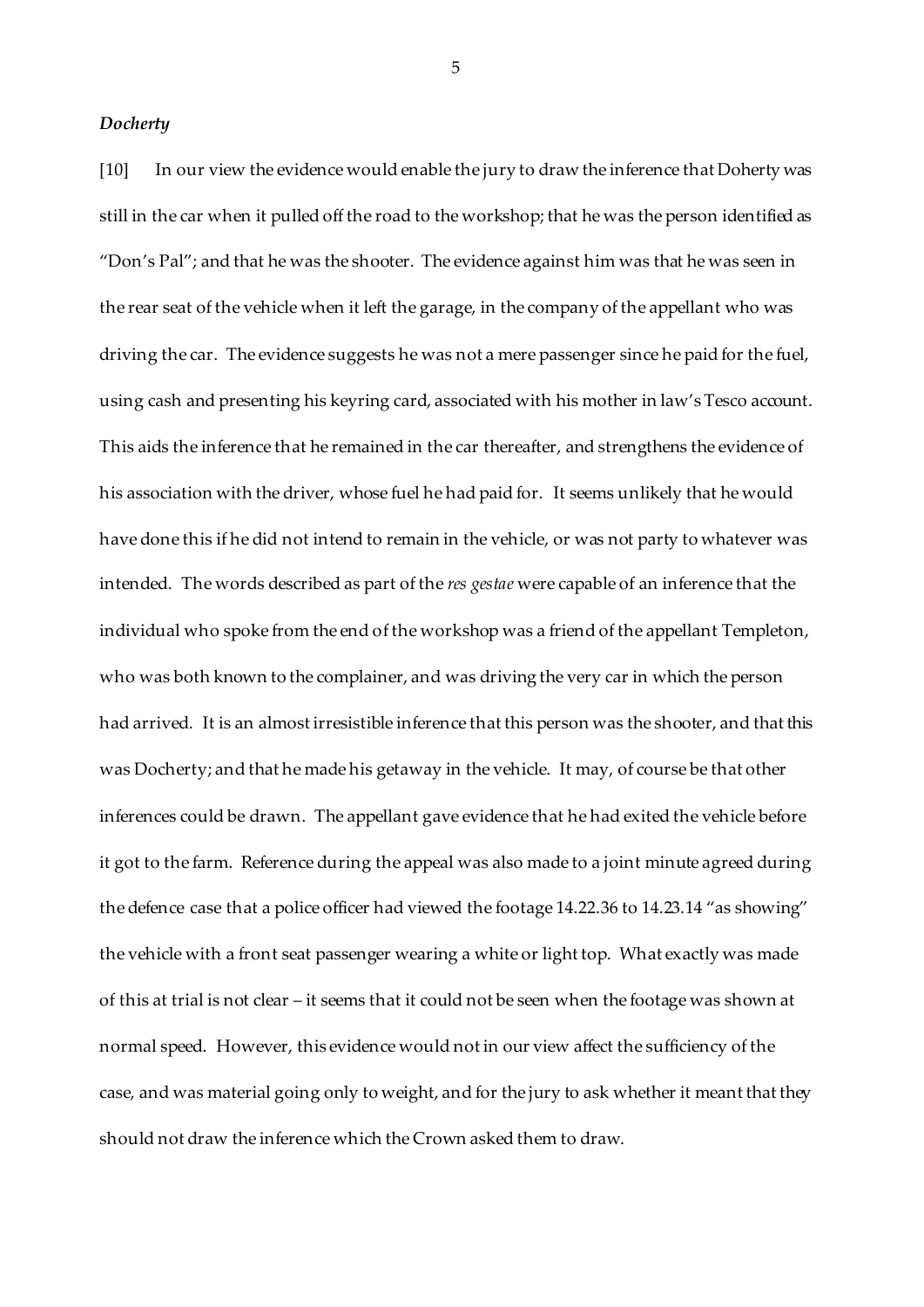### *Docherty*

[10] In our view the evidence would enable the jury to draw the inference that Doherty was still in the car when it pulled off the road to the workshop; that he was the person identified as "Don's Pal"; and that he was the shooter. The evidence against him was that he was seen in the rear seat of the vehicle when it left the garage, in the company of the appellant who was driving the car. The evidence suggests he was not a mere passenger since he paid for the fuel, using cash and presenting his keyring card, associated with his mother in law's Tesco account. This aids the inference that he remained in the car thereafter, and strengthens the evidence of his association with the driver, whose fuel he had paid for. It seems unlikely that he would have done this if he did not intend to remain in the vehicle, or was not party to whatever was intended. The words described as part of the *res gestae* were capable of an inference that the individual who spoke from the end of the workshop was a friend of the appellant Templeton, who was both known to the complainer, and was driving the very car in which the person had arrived. It is an almost irresistible inference that this person was the shooter, and that this was Docherty; and that he made his getaway in the vehicle. It may, of course be that other inferences could be drawn. The appellant gave evidence that he had exited the vehicle before it got to the farm. Reference during the appeal was also made to a joint minute agreed during the defence case that a police officer had viewed the footage 14.22.36 to 14.23.14 "as showing" the vehicle with a front seat passenger wearing a white or light top. What exactly was made of this at trial is not clear – it seems that it could not be seen when the footage was shown at normal speed. However, this evidence would not in our view affect the sufficiency of the case, and was material going only to weight, and for the jury to ask whether it meant that they should not draw the inference which the Crown asked them to draw.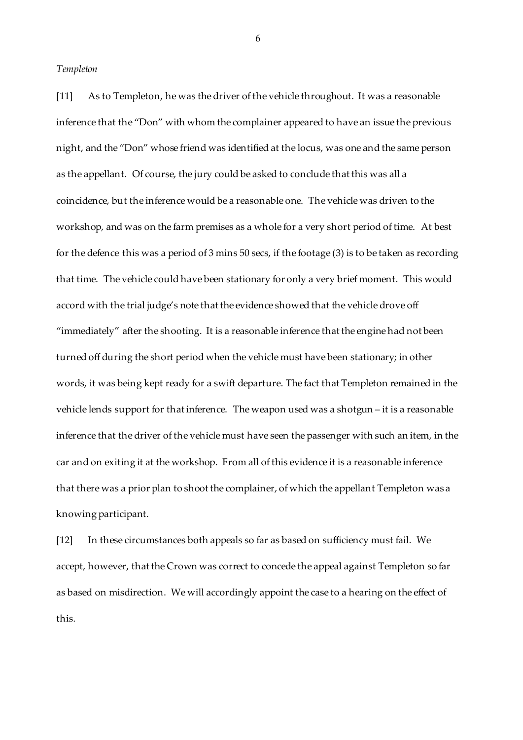*Templeton*

[11] As to Templeton, he was the driver of the vehicle throughout. It was a reasonable inference that the "Don" with whom the complainer appeared to have an issue the previous night, and the "Don" whose friend was identified at the locus, was one and the same person as the appellant. Of course, the jury could be asked to conclude that this was all a coincidence, but the inference would be a reasonable one. The vehicle was driven to the workshop, and was on the farm premises as a whole for a very short period of time. At best for the defence this was a period of 3 mins 50 secs, if the footage (3) is to be taken as recording that time. The vehicle could have been stationary for only a very brief moment. This would accord with the trial judge's note that the evidence showed that the vehicle drove off "immediately" after the shooting. It is a reasonable inference that the engine had not been turned off during the short period when the vehicle must have been stationary; in other words, it was being kept ready for a swift departure. The fact that Templeton remained in the vehicle lends support for that inference. The weapon used was a shotgun – it is a reasonable inference that the driver of the vehicle must have seen the passenger with such an item, in the car and on exiting it at the workshop. From all of this evidence it is a reasonable inference that there was a prior plan to shoot the complainer, of which the appellant Templeton was a knowing participant.

[12] In these circumstances both appeals so far as based on sufficiency must fail. We accept, however, that the Crown was correct to concede the appeal against Templeton so far as based on misdirection. We will accordingly appoint the case to a hearing on the effect of this.